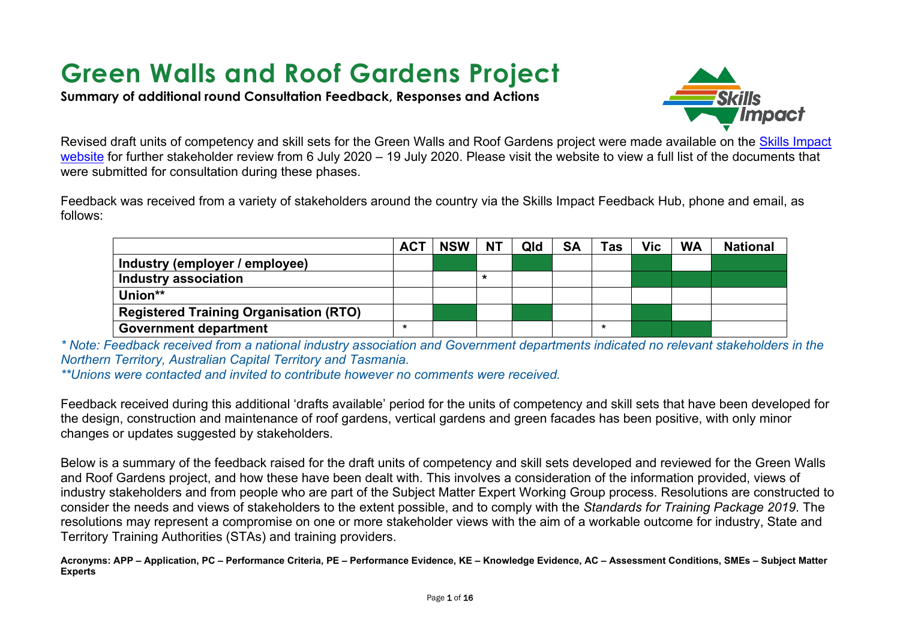# Green Walls and Roof Gardens Project

**Summary of additional round Consultation Feedback, Responses and Actions**

Revised draft units of competency and skill sets for the Green Walls and Roof Gardens project were made available on the [Skills Impact website](#) for further stakeholder review from 6 July 2020 – 19 July 2020. Please visit the website to view a full list of the documents that were submitted for consultation during these phases.

Feedback was received from a variety of stakeholders around the country via the Skills Impact Feedback Hub, phone and email, as follows:

| | ACT | NSW | NT | Qld | SA | Tas | Vic | WA | National |
|---|---|---|---|---|---|---|---|---|---|
| **Industry (employer / employee)** | | ■ | | ■ | | | ■ | | ■ |
| **Industry association** | | | * | | | | ■ | ■ | ■ |
| **Union**** | | | | | | | | | |
| **Registered Training Organisation (RTO)** | | ■ | | ■ | | | ■ | | |
| **Government department** | * | | | | | * | ■ | ■ | |

*\* Note: Feedback received from a national industry association and Government departments indicated no relevant stakeholders in the Northern Territory, Australian Capital Territory and Tasmania.*

*\*\*Unions were contacted and invited to contribute however no comments were received.*

Feedback received during this additional 'drafts available' period for the units of competency and skill sets that have been developed for the design, construction and maintenance of roof gardens, vertical gardens and green facades has been positive, with only minor changes or updates suggested by stakeholders.

Below is a summary of the feedback raised for the draft units of competency and skill sets developed and reviewed for the Green Walls and Roof Gardens project, and how these have been dealt with. This involves a consideration of the information provided, views of industry stakeholders and from people who are part of the Subject Matter Expert Working Group process. Resolutions are constructed to consider the needs and views of stakeholders to the extent possible, and to comply with the *Standards for Training Package 2019*. The resolutions may represent a compromise on one or more stakeholder views with the aim of a workable outcome for industry, State and Territory Training Authorities (STAs) and training providers.

**Acronyms: APP – Application, PC – Performance Criteria, PE – Performance Evidence, KE – Knowledge Evidence, AC – Assessment Conditions, SMEs – Subject Matter Experts**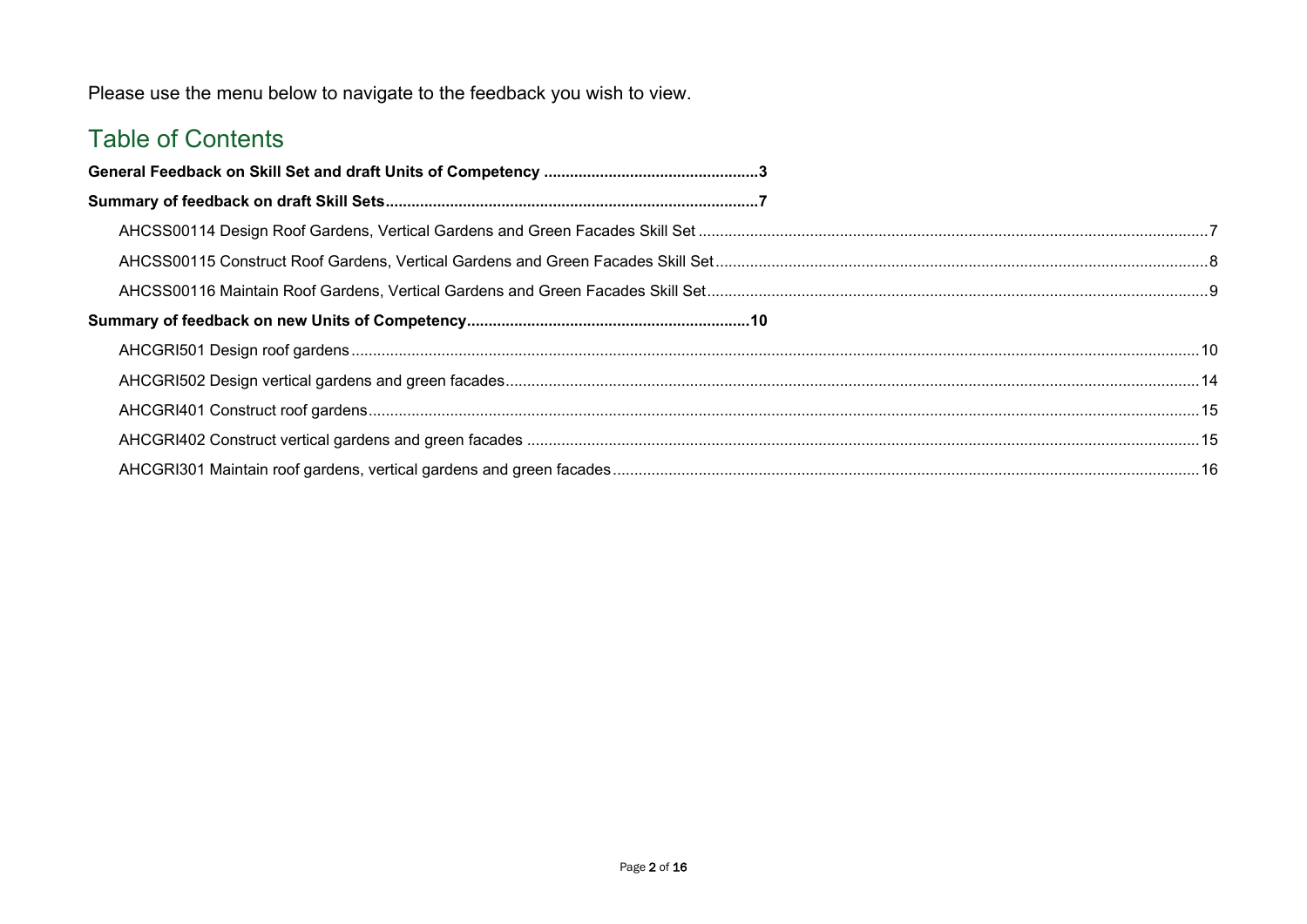Please use the menu below to navigate to the feedback you wish to view.

## Table of Contents

**General Feedback on Skill Set and draft Units of Competency .................................................3**

**Summary of feedback on draft Skill Sets......................................................................................7**

- AHCSS00114 Design Roof Gardens, Vertical Gardens and Green Facades Skill Set ......................................................................................................................................7
- AHCSS00115 Construct Roof Gardens, Vertical Gardens and Green Facades Skill Set ..................................................................................................................................8
- AHCSS00116 Maintain Roof Gardens, Vertical Gardens and Green Facades Skill Set ....................................................................................................................................9

**Summary of feedback on new Units of Competency.................................................................10**

- AHCGRI501 Design roof gardens..........................................................................................................................................................................................................10
- AHCGRI502 Design vertical gardens and green facades...............................................................................................................................................................14
- AHCGRI401 Construct roof gardens.............................................................................................................................................................................................15
- AHCGRI402 Construct vertical gardens and green facades ..........................................................................................................................................................15
- AHCGRI301 Maintain roof gardens, vertical gardens and green facades .......................................................................................................................................16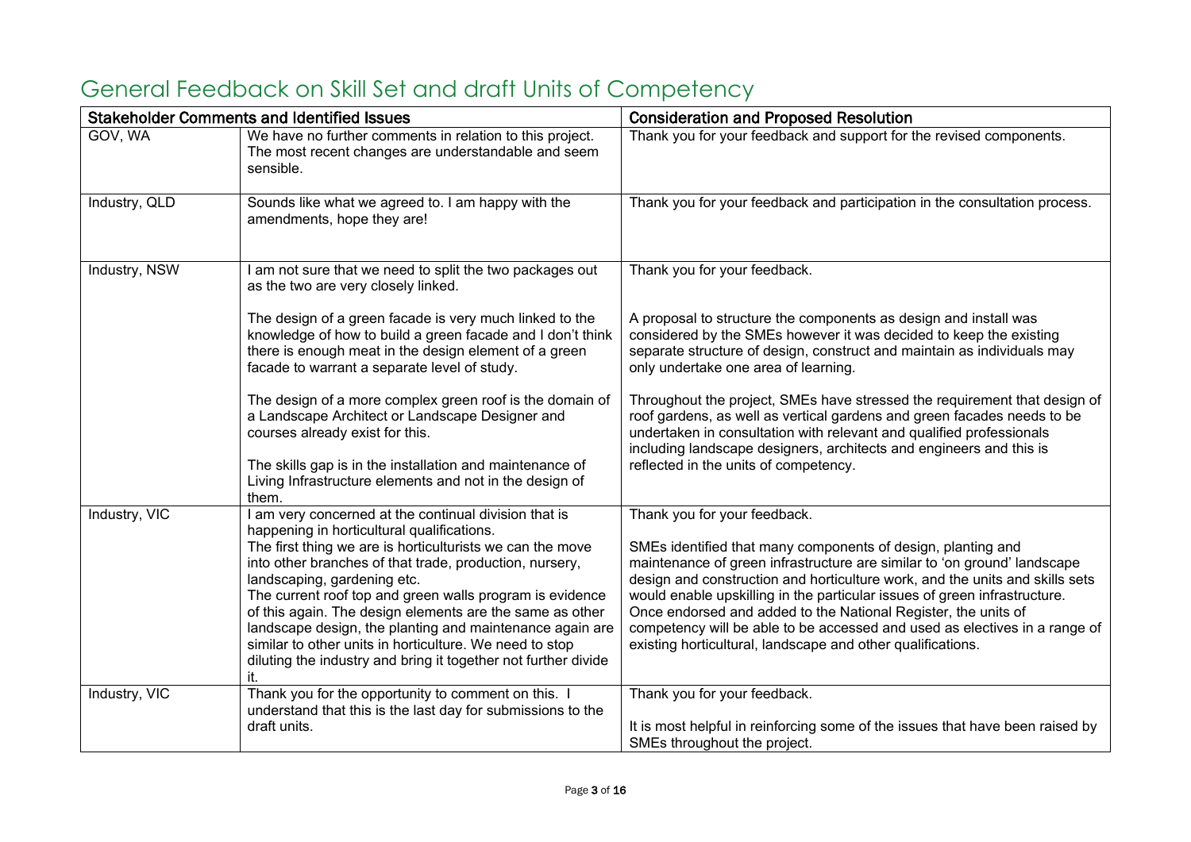# General Feedback on Skill Set and draft Units of Competency

| Stakeholder Comments and Identified Issues | | Consideration and Proposed Resolution |
|---|---|---|
| GOV, WA | We have no further comments in relation to this project. The most recent changes are understandable and seem sensible. | Thank you for your feedback and support for the revised components. |
| Industry, QLD | Sounds like what we agreed to. I am happy with the amendments, hope they are! | Thank you for your feedback and participation in the consultation process. |
| Industry, NSW | I am not sure that we need to split the two packages out as the two are very closely linked.<br><br>The design of a green facade is very much linked to the knowledge of how to build a green facade and I don't think there is enough meat in the design element of a green facade to warrant a separate level of study.<br><br>The design of a more complex green roof is the domain of a Landscape Architect or Landscape Designer and courses already exist for this.<br><br>The skills gap is in the installation and maintenance of Living Infrastructure elements and not in the design of them. | Thank you for your feedback.<br><br>A proposal to structure the components as design and install was considered by the SMEs however it was decided to keep the existing separate structure of design, construct and maintain as individuals may only undertake one area of learning.<br><br>Throughout the project, SMEs have stressed the requirement that design of roof gardens, as well as vertical gardens and green facades needs to be undertaken in consultation with relevant and qualified professionals including landscape designers, architects and engineers and this is reflected in the units of competency. |
| Industry, VIC | I am very concerned at the continual division that is happening in horticultural qualifications.<br>The first thing we are is horticulturists we can the move into other branches of that trade, production, nursery, landscaping, gardening etc.<br>The current roof top and green walls program is evidence of this again. The design elements are the same as other landscape design, the planting and maintenance again are similar to other units in horticulture. We need to stop diluting the industry and bring it together not further divide it. | Thank you for your feedback.<br><br>SMEs identified that many components of design, planting and maintenance of green infrastructure are similar to 'on ground' landscape design and construction and horticulture work, and the units and skills sets would enable upskilling in the particular issues of green infrastructure. Once endorsed and added to the National Register, the units of competency will be able to be accessed and used as electives in a range of existing horticultural, landscape and other qualifications. |
| Industry, VIC | Thank you for the opportunity to comment on this. I understand that this is the last day for submissions to the draft units. | Thank you for your feedback.<br><br>It is most helpful in reinforcing some of the issues that have been raised by SMEs throughout the project. |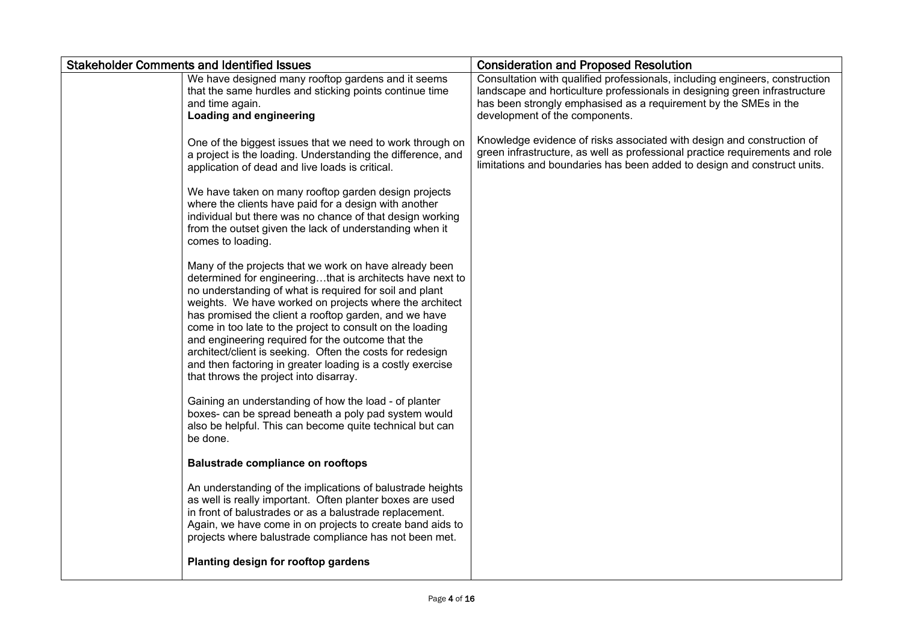| Stakeholder Comments and Identified Issues | | Consideration and Proposed Resolution |
|---|---|---|
| | We have designed many rooftop gardens and it seems that the same hurdles and sticking points continue time and time again.<br>**Loading and engineering**<br><br>One of the biggest issues that we need to work through on a project is the loading. Understanding the difference, and application of dead and live loads is critical.<br><br>We have taken on many rooftop garden design projects where the clients have paid for a design with another individual but there was no chance of that design working from the outset given the lack of understanding when it comes to loading.<br><br>Many of the projects that we work on have already been determined for engineering…that is architects have next to no understanding of what is required for soil and plant weights. We have worked on projects where the architect has promised the client a rooftop garden, and we have come in too late to the project to consult on the loading and engineering required for the outcome that the architect/client is seeking. Often the costs for redesign and then factoring in greater loading is a costly exercise that throws the project into disarray.<br><br>Gaining an understanding of how the load - of planter boxes- can be spread beneath a poly pad system would also be helpful. This can become quite technical but can be done.<br><br>**Balustrade compliance on rooftops**<br><br>An understanding of the implications of balustrade heights as well is really important. Often planter boxes are used in front of balustrades or as a balustrade replacement. Again, we have come in on projects to create band aids to projects where balustrade compliance has not been met.<br><br>**Planting design for rooftop gardens** | Consultation with qualified professionals, including engineers, construction landscape and horticulture professionals in designing green infrastructure has been strongly emphasised as a requirement by the SMEs in the development of the components.<br><br>Knowledge evidence of risks associated with design and construction of green infrastructure, as well as professional practice requirements and role limitations and boundaries has been added to design and construct units. |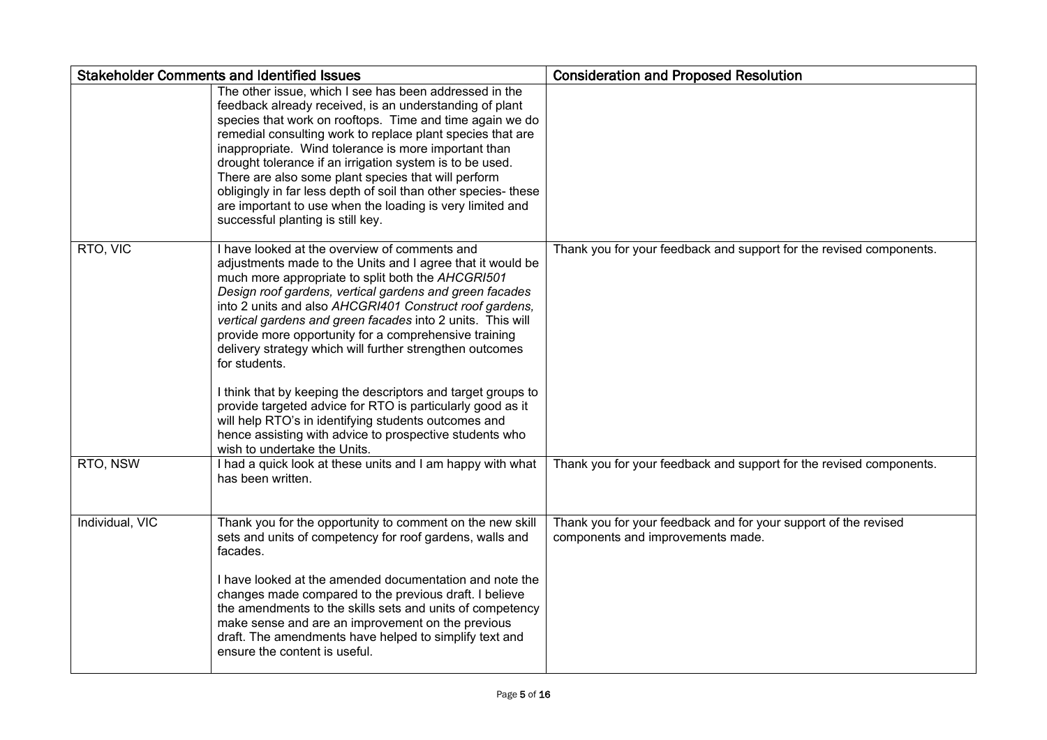| Stakeholder Comments and Identified Issues | | Consideration and Proposed Resolution |
|---|---|---|
| | The other issue, which I see has been addressed in the feedback already received, is an understanding of plant species that work on rooftops. Time and time again we do remedial consulting work to replace plant species that are inappropriate. Wind tolerance is more important than drought tolerance if an irrigation system is to be used. There are also some plant species that will perform obligingly in far less depth of soil than other species- these are important to use when the loading is very limited and successful planting is still key. | |
| RTO, VIC | I have looked at the overview of comments and adjustments made to the Units and I agree that it would be much more appropriate to split both the *AHCGRI501 Design roof gardens, vertical gardens and green facades* into 2 units and also *AHCGRI401 Construct roof gardens, vertical gardens and green facades* into 2 units. This will provide more opportunity for a comprehensive training delivery strategy which will further strengthen outcomes for students.<br><br>I think that by keeping the descriptors and target groups to provide targeted advice for RTO is particularly good as it will help RTO's in identifying students outcomes and hence assisting with advice to prospective students who wish to undertake the Units. | Thank you for your feedback and support for the revised components. |
| RTO, NSW | I had a quick look at these units and I am happy with what has been written. | Thank you for your feedback and support for the revised components. |
| Individual, VIC | Thank you for the opportunity to comment on the new skill sets and units of competency for roof gardens, walls and facades.<br><br>I have looked at the amended documentation and note the changes made compared to the previous draft. I believe the amendments to the skills sets and units of competency make sense and are an improvement on the previous draft. The amendments have helped to simplify text and ensure the content is useful. | Thank you for your feedback and for your support of the revised components and improvements made. |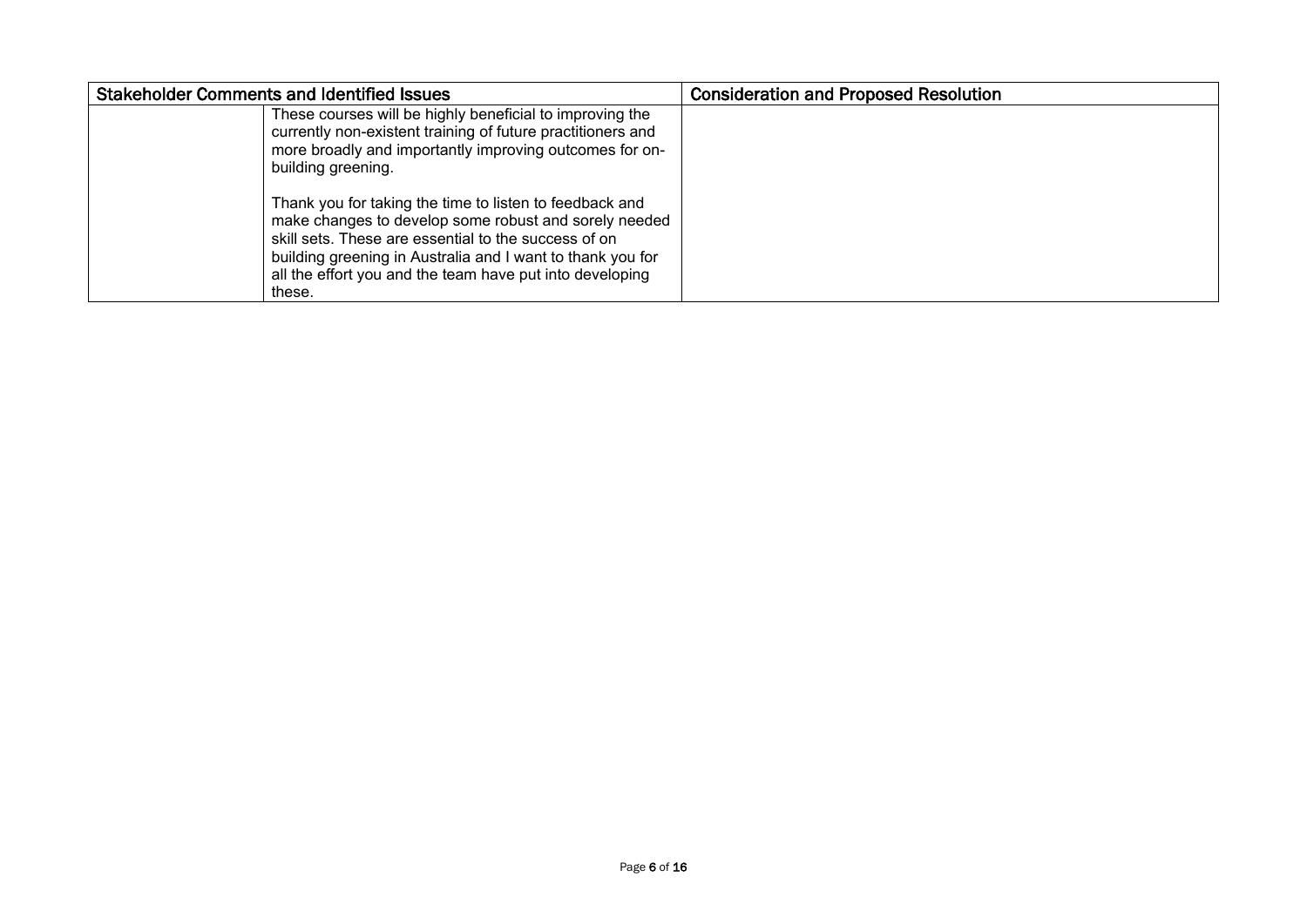| Stakeholder Comments and Identified Issues | | Consideration and Proposed Resolution |
|---|---|---|
| | These courses will be highly beneficial to improving the currently non-existent training of future practitioners and more broadly and importantly improving outcomes for on-building greening.<br><br>Thank you for taking the time to listen to feedback and make changes to develop some robust and sorely needed skill sets. These are essential to the success of on building greening in Australia and I want to thank you for all the effort you and the team have put into developing these. | |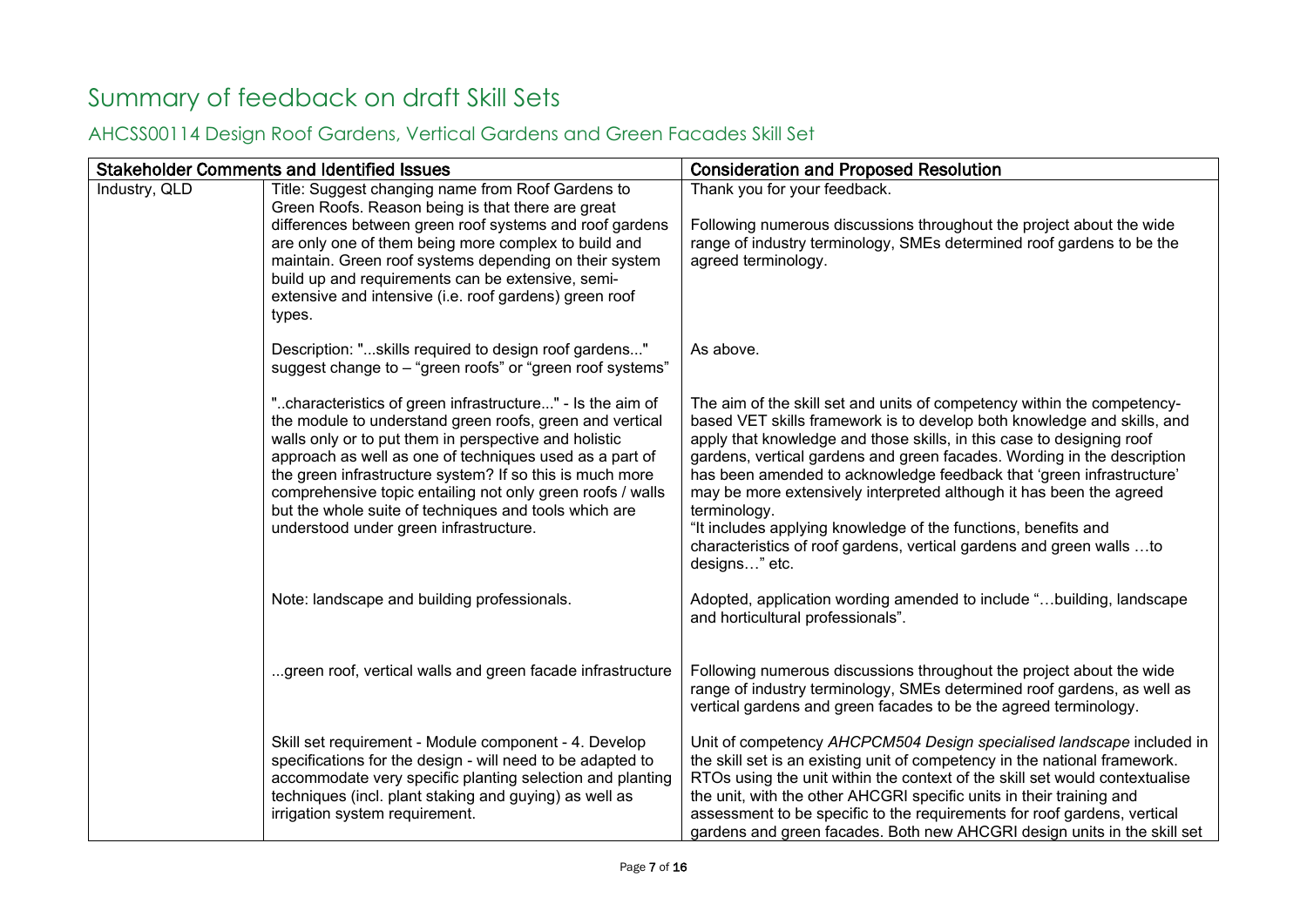# Summary of feedback on draft Skill Sets

## AHCSS00114 Design Roof Gardens, Vertical Gardens and Green Facades Skill Set

| Stakeholder Comments and Identified Issues | | Consideration and Proposed Resolution |
|---|---|---|
| Industry, QLD | Title: Suggest changing name from Roof Gardens to Green Roofs. Reason being is that there are great differences between green roof systems and roof gardens are only one of them being more complex to build and maintain. Green roof systems depending on their system build up and requirements can be extensive, semi-extensive and intensive (i.e. roof gardens) green roof types. | Thank you for your feedback.<br><br>Following numerous discussions throughout the project about the wide range of industry terminology, SMEs determined roof gardens to be the agreed terminology. |
| | Description: "...skills required to design roof gardens..." suggest change to – "green roofs" or "green roof systems" | As above. |
| | "..characteristics of green infrastructure..." - Is the aim of the module to understand green roofs, green and vertical walls only or to put them in perspective and holistic approach as well as one of techniques used as a part of the green infrastructure system? If so this is much more comprehensive topic entailing not only green roofs / walls but the whole suite of techniques and tools which are understood under green infrastructure. | The aim of the skill set and units of competency within the competency-based VET skills framework is to develop both knowledge and skills, and apply that knowledge and those skills, in this case to designing roof gardens, vertical gardens and green facades. Wording in the description has been amended to acknowledge feedback that 'green infrastructure' may be more extensively interpreted although it has been the agreed terminology.<br>"It includes applying knowledge of the functions, benefits and characteristics of roof gardens, vertical gardens and green walls …to designs…" etc. |
| | Note: landscape and building professionals. | Adopted, application wording amended to include "…building, landscape and horticultural professionals". |
| | ...green roof, vertical walls and green facade infrastructure | Following numerous discussions throughout the project about the wide range of industry terminology, SMEs determined roof gardens, as well as vertical gardens and green facades to be the agreed terminology. |
| | Skill set requirement - Module component - 4. Develop specifications for the design - will need to be adapted to accommodate very specific planting selection and planting techniques (incl. plant staking and guying) as well as irrigation system requirement. | Unit of competency *AHCPCM504 Design specialised landscape* included in the skill set is an existing unit of competency in the national framework. RTOs using the unit within the context of the skill set would contextualise the unit, with the other AHCGRI specific units in their training and assessment to be specific to the requirements for roof gardens, vertical gardens and green facades. Both new AHCGRI design units in the skill set |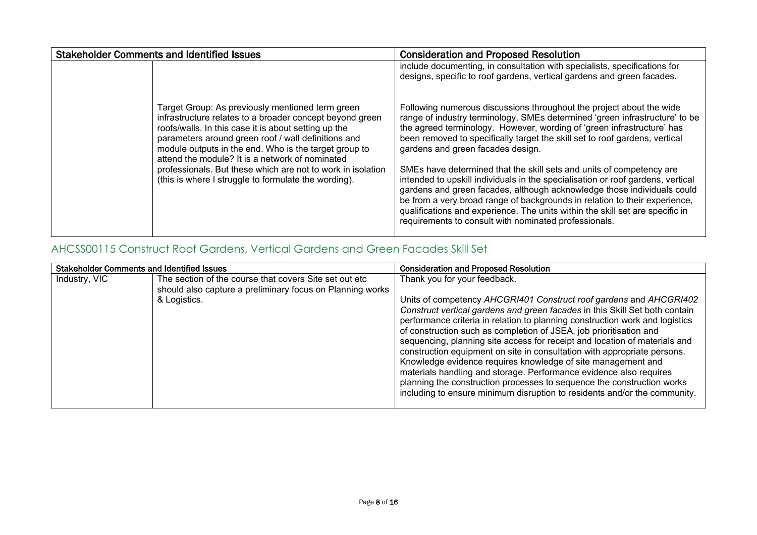| Stakeholder Comments and Identified Issues | | Consideration and Proposed Resolution |
|---|---|---|
| | | include documenting, in consultation with specialists, specifications for designs, specific to roof gardens, vertical gardens and green facades. |
| | Target Group: As previously mentioned term green infrastructure relates to a broader concept beyond green roofs/walls. In this case it is about setting up the parameters around green roof / wall definitions and module outputs in the end. Who is the target group to attend the module? It is a network of nominated professionals. But these which are not to work in isolation (this is where I struggle to formulate the wording). | Following numerous discussions throughout the project about the wide range of industry terminology, SMEs determined 'green infrastructure' to be the agreed terminology. However, wording of 'green infrastructure' has been removed to specifically target the skill set to roof gardens, vertical gardens and green facades design.<br><br>SMEs have determined that the skill sets and units of competency are intended to upskill individuals in the specialisation or roof gardens, vertical gardens and green facades, although acknowledge those individuals could be from a very broad range of backgrounds in relation to their experience, qualifications and experience. The units within the skill set are specific in requirements to consult with nominated professionals. |

## AHCSS00115 Construct Roof Gardens, Vertical Gardens and Green Facades Skill Set

| Stakeholder Comments and Identified Issues | | Consideration and Proposed Resolution |
|---|---|---|
| Industry, VIC | The section of the course that covers Site set out etc should also capture a preliminary focus on Planning works & Logistics. | Thank you for your feedback.<br><br>Units of competency *AHCGRI401 Construct roof gardens* and *AHCGRI402 Construct vertical gardens and green facades* in this Skill Set both contain performance criteria in relation to planning construction work and logistics of construction such as completion of JSEA, job prioritisation and sequencing, planning site access for receipt and location of materials and construction equipment on site in consultation with appropriate persons. Knowledge evidence requires knowledge of site management and materials handling and storage. Performance evidence also requires planning the construction processes to sequence the construction works including to ensure minimum disruption to residents and/or the community. |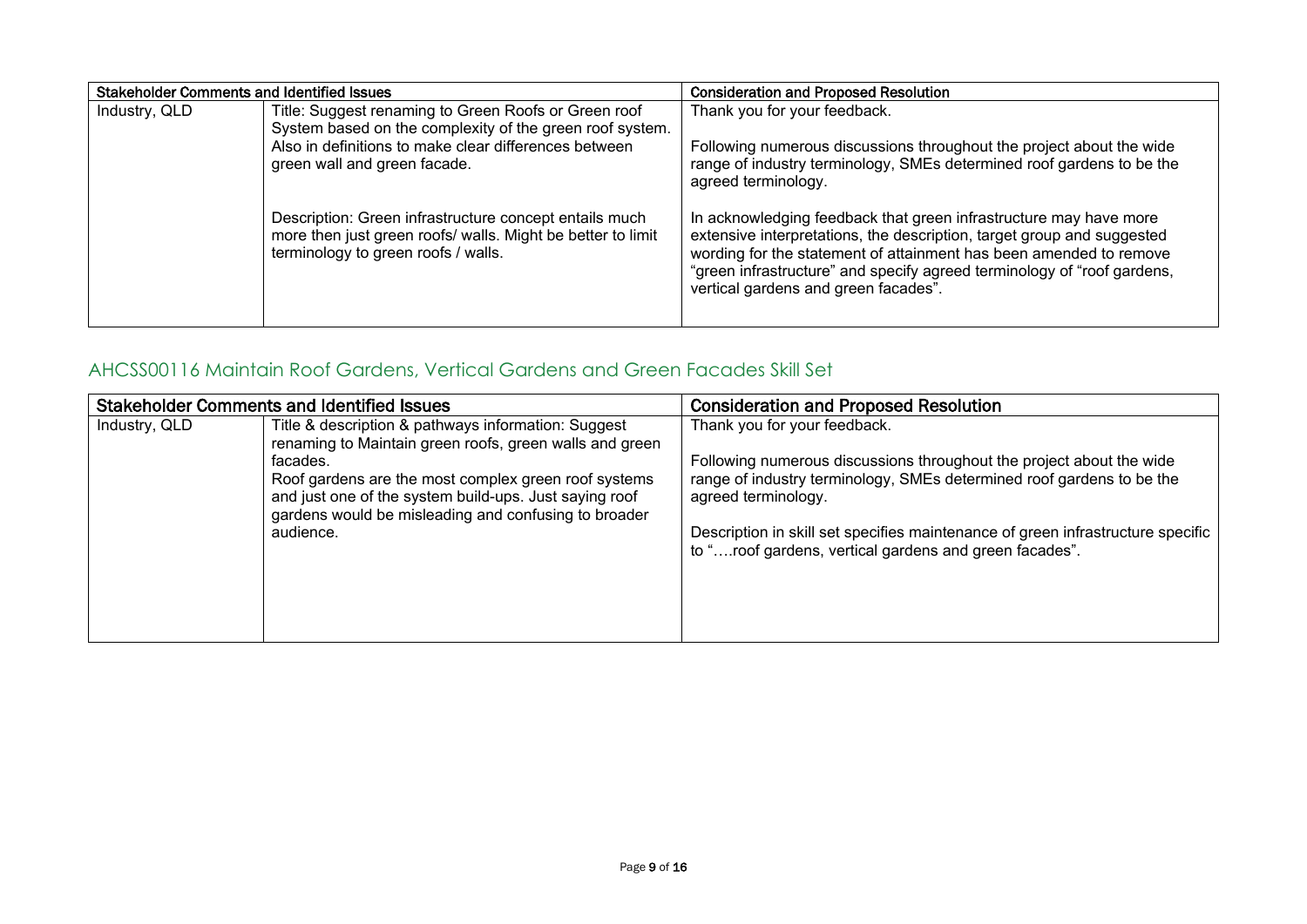| Stakeholder Comments and Identified Issues | | Consideration and Proposed Resolution |
|---|---|---|
| Industry, QLD | Title: Suggest renaming to Green Roofs or Green roof System based on the complexity of the green roof system. Also in definitions to make clear differences between green wall and green facade. | Thank you for your feedback. Following numerous discussions throughout the project about the wide range of industry terminology, SMEs determined roof gardens to be the agreed terminology. |
| | Description: Green infrastructure concept entails much more then just green roofs/ walls. Might be better to limit terminology to green roofs / walls. | In acknowledging feedback that green infrastructure may have more extensive interpretations, the description, target group and suggested wording for the statement of attainment has been amended to remove "green infrastructure" and specify agreed terminology of "roof gardens, vertical gardens and green facades". |

## AHCSS00116 Maintain Roof Gardens, Vertical Gardens and Green Facades Skill Set

| Stakeholder Comments and Identified Issues | | Consideration and Proposed Resolution |
|---|---|---|
| Industry, QLD | Title & description & pathways information: Suggest renaming to Maintain green roofs, green walls and green facades. Roof gardens are the most complex green roof systems and just one of the system build-ups. Just saying roof gardens would be misleading and confusing to broader audience. | Thank you for your feedback. Following numerous discussions throughout the project about the wide range of industry terminology, SMEs determined roof gardens to be the agreed terminology. Description in skill set specifies maintenance of green infrastructure specific to "….roof gardens, vertical gardens and green facades". |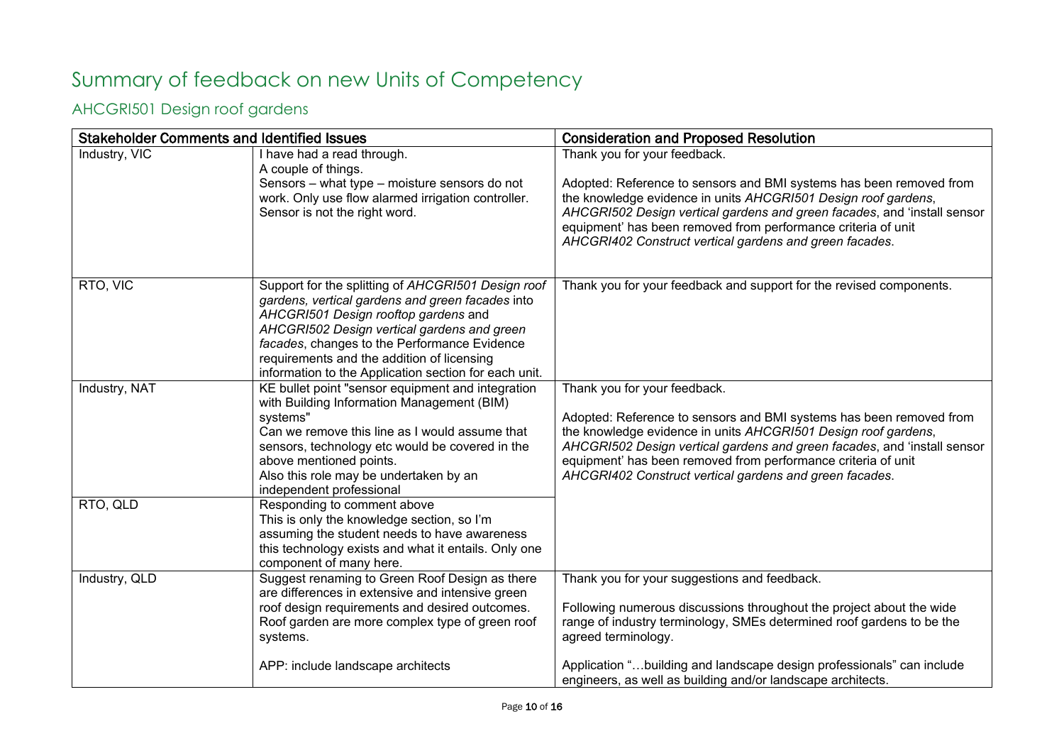# Summary of feedback on new Units of Competency

## AHCGRI501 Design roof gardens

| Stakeholder Comments and Identified Issues | | Consideration and Proposed Resolution |
|---|---|---|
| Industry, VIC | I have had a read through.<br>A couple of things.<br>Sensors – what type – moisture sensors do not work. Only use flow alarmed irrigation controller. Sensor is not the right word. | Thank you for your feedback.<br><br>Adopted: Reference to sensors and BMI systems has been removed from the knowledge evidence in units *AHCGRI501 Design roof gardens*, *AHCGRI502 Design vertical gardens and green facades*, and 'install sensor equipment' has been removed from performance criteria of unit *AHCGRI402 Construct vertical gardens and green facades*. |
| RTO, VIC | Support for the splitting of *AHCGRI501 Design roof gardens, vertical gardens and green facades* into *AHCGRI501 Design rooftop gardens* and *AHCGRI502 Design vertical gardens and green facades*, changes to the Performance Evidence requirements and the addition of licensing information to the Application section for each unit. | Thank you for your feedback and support for the revised components. |
| Industry, NAT | KE bullet point "sensor equipment and integration with Building Information Management (BIM) systems"<br>Can we remove this line as I would assume that sensors, technology etc would be covered in the above mentioned points.<br>Also this role may be undertaken by an independent professional | Thank you for your feedback.<br><br>Adopted: Reference to sensors and BMI systems has been removed from the knowledge evidence in units *AHCGRI501 Design roof gardens*, *AHCGRI502 Design vertical gardens and green facades*, and 'install sensor equipment' has been removed from performance criteria of unit *AHCGRI402 Construct vertical gardens and green facades*. |
| RTO, QLD | Responding to comment above<br>This is only the knowledge section, so I'm assuming the student needs to have awareness this technology exists and what it entails. Only one component of many here. | |
| Industry, QLD | Suggest renaming to Green Roof Design as there are differences in extensive and intensive green roof design requirements and desired outcomes. Roof garden are more complex type of green roof systems.<br><br>APP: include landscape architects | Thank you for your suggestions and feedback.<br><br>Following numerous discussions throughout the project about the wide range of industry terminology, SMEs determined roof gardens to be the agreed terminology.<br><br>Application "…building and landscape design professionals" can include engineers, as well as building and/or landscape architects. |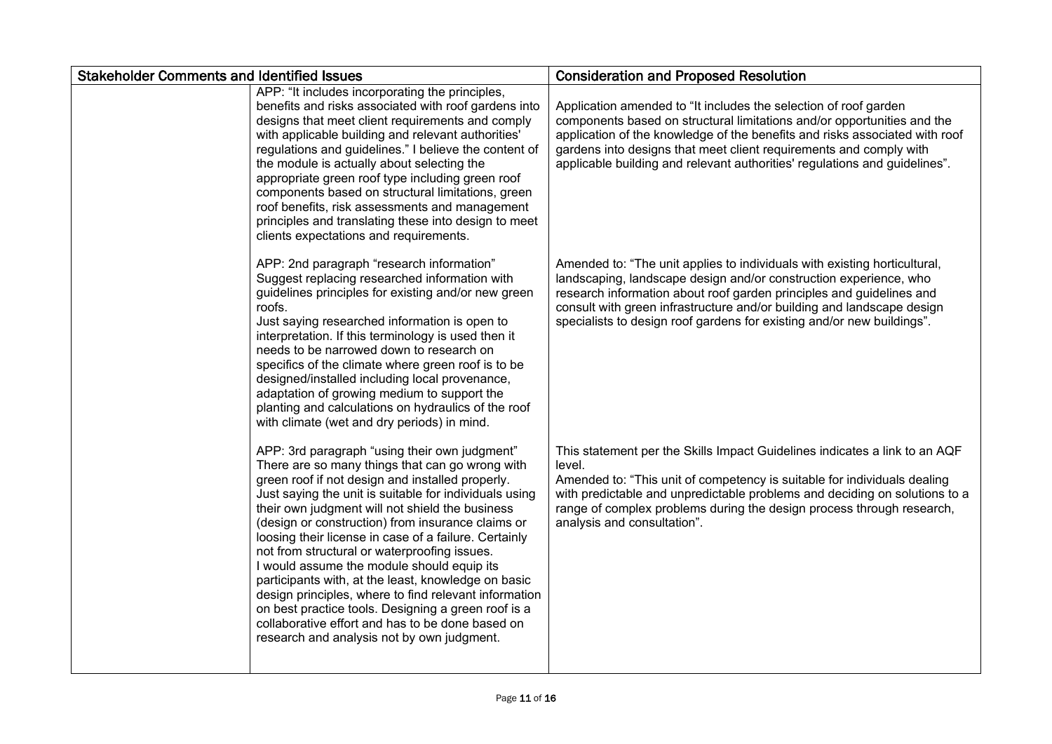| Stakeholder Comments and Identified Issues | | Consideration and Proposed Resolution |
|---|---|---|
| | APP: "It includes incorporating the principles, benefits and risks associated with roof gardens into designs that meet client requirements and comply with applicable building and relevant authorities' regulations and guidelines." I believe the content of the module is actually about selecting the appropriate green roof type including green roof components based on structural limitations, green roof benefits, risk assessments and management principles and translating these into design to meet clients expectations and requirements. | Application amended to "It includes the selection of roof garden components based on structural limitations and/or opportunities and the application of the knowledge of the benefits and risks associated with roof gardens into designs that meet client requirements and comply with applicable building and relevant authorities' regulations and guidelines". |
| | APP: 2nd paragraph "research information" Suggest replacing researched information with guidelines principles for existing and/or new green roofs.<br>Just saying researched information is open to interpretation. If this terminology is used then it needs to be narrowed down to research on specifics of the climate where green roof is to be designed/installed including local provenance, adaptation of growing medium to support the planting and calculations on hydraulics of the roof with climate (wet and dry periods) in mind. | Amended to: "The unit applies to individuals with existing horticultural, landscaping, landscape design and/or construction experience, who research information about roof garden principles and guidelines and consult with green infrastructure and/or building and landscape design specialists to design roof gardens for existing and/or new buildings". |
| | APP: 3rd paragraph "using their own judgment" There are so many things that can go wrong with green roof if not design and installed properly. Just saying the unit is suitable for individuals using their own judgment will not shield the business (design or construction) from insurance claims or loosing their license in case of a failure. Certainly not from structural or waterproofing issues.<br>I would assume the module should equip its participants with, at the least, knowledge on basic design principles, where to find relevant information on best practice tools. Designing a green roof is a collaborative effort and has to be done based on research and analysis not by own judgment. | This statement per the Skills Impact Guidelines indicates a link to an AQF level.<br>Amended to: "This unit of competency is suitable for individuals dealing with predictable and unpredictable problems and deciding on solutions to a range of complex problems during the design process through research, analysis and consultation". |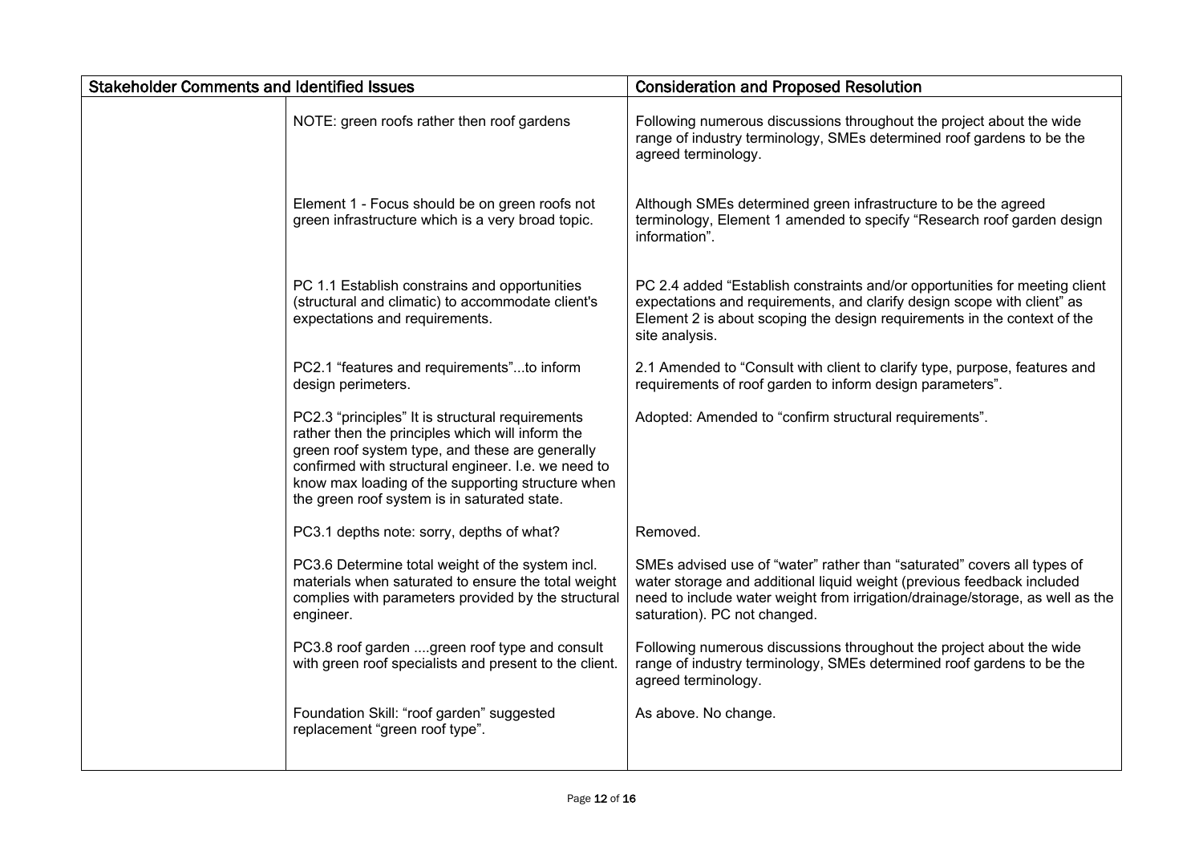| Stakeholder Comments and Identified Issues | | Consideration and Proposed Resolution |
| --- | --- | --- |
| | NOTE: green roofs rather then roof gardens | Following numerous discussions throughout the project about the wide range of industry terminology, SMEs determined roof gardens to be the agreed terminology. |
| | Element 1 - Focus should be on green roofs not green infrastructure which is a very broad topic. | Although SMEs determined green infrastructure to be the agreed terminology, Element 1 amended to specify "Research roof garden design information". |
| | PC 1.1 Establish constrains and opportunities (structural and climatic) to accommodate client's expectations and requirements. | PC 2.4 added "Establish constraints and/or opportunities for meeting client expectations and requirements, and clarify design scope with client" as Element 2 is about scoping the design requirements in the context of the site analysis. |
| | PC2.1 "features and requirements"...to inform design perimeters. | 2.1 Amended to "Consult with client to clarify type, purpose, features and requirements of roof garden to inform design parameters". |
| | PC2.3 "principles" It is structural requirements rather then the principles which will inform the green roof system type, and these are generally confirmed with structural engineer. I.e. we need to know max loading of the supporting structure when the green roof system is in saturated state. | Adopted: Amended to "confirm structural requirements". |
| | PC3.1 depths note: sorry, depths of what? | Removed. |
| | PC3.6 Determine total weight of the system incl. materials when saturated to ensure the total weight complies with parameters provided by the structural engineer. | SMEs advised use of "water" rather than "saturated" covers all types of water storage and additional liquid weight (previous feedback included need to include water weight from irrigation/drainage/storage, as well as the saturation). PC not changed. |
| | PC3.8 roof garden ....green roof type and consult with green roof specialists and present to the client. | Following numerous discussions throughout the project about the wide range of industry terminology, SMEs determined roof gardens to be the agreed terminology. |
| | Foundation Skill: "roof garden" suggested replacement "green roof type". | As above. No change. |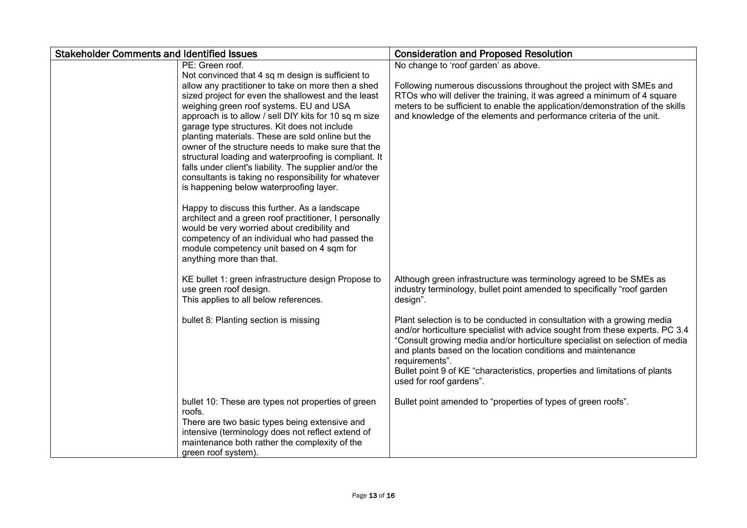| Stakeholder Comments and Identified Issues | | Consideration and Proposed Resolution |
|---|---|---|
| | PE: Green roof.<br>Not convinced that 4 sq m design is sufficient to allow any practitioner to take on more then a shed sized project for even the shallowest and the least weighing green roof systems. EU and USA approach is to allow / sell DIY kits for 10 sq m size garage type structures. Kit does not include planting materials. These are sold online but the owner of the structure needs to make sure that the structural loading and waterproofing is compliant. It falls under client's liability. The supplier and/or the consultants is taking no responsibility for whatever is happening below waterproofing layer.<br><br>Happy to discuss this further. As a landscape architect and a green roof practitioner, I personally would be very worried about credibility and competency of an individual who had passed the module competency unit based on 4 sqm for anything more than that. | No change to 'roof garden' as above.<br><br>Following numerous discussions throughout the project with SMEs and RTOs who will deliver the training, it was agreed a minimum of 4 square meters to be sufficient to enable the application/demonstration of the skills and knowledge of the elements and performance criteria of the unit. |
| | KE bullet 1: green infrastructure design Propose to use green roof design.<br>This applies to all below references. | Although green infrastructure was terminology agreed to be SMEs as industry terminology, bullet point amended to specifically "roof garden design". |
| | bullet 8: Planting section is missing | Plant selection is to be conducted in consultation with a growing media and/or horticulture specialist with advice sought from these experts. PC 3.4 "Consult growing media and/or horticulture specialist on selection of media and plants based on the location conditions and maintenance requirements".<br>Bullet point 9 of KE "characteristics, properties and limitations of plants used for roof gardens". |
| | bullet 10: These are types not properties of green roofs.<br>There are two basic types being extensive and intensive (terminology does not reflect extend of maintenance both rather the complexity of the green roof system). | Bullet point amended to "properties of types of green roofs". |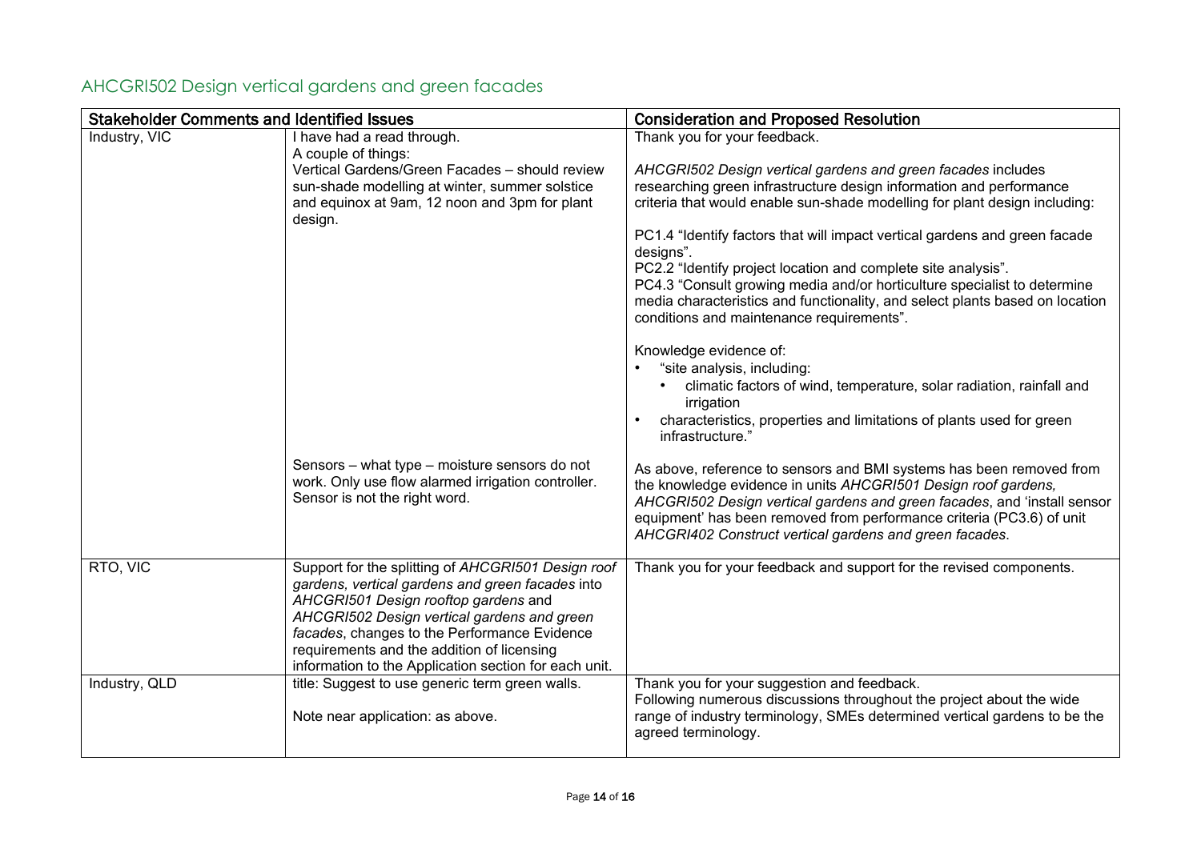## AHCGRI502 Design vertical gardens and green facades

| Stakeholder Comments and Identified Issues | | Consideration and Proposed Resolution |
|---|---|---|
| Industry, VIC | I have had a read through.<br>A couple of things:<br>Vertical Gardens/Green Facades – should review sun-shade modelling at winter, summer solstice and equinox at 9am, 12 noon and 3pm for plant design. | Thank you for your feedback.<br><br>*AHCGRI502 Design vertical gardens and green facades* includes researching green infrastructure design information and performance criteria that would enable sun-shade modelling for plant design including:<br><br>PC1.4 "Identify factors that will impact vertical gardens and green facade designs".<br>PC2.2 "Identify project location and complete site analysis".<br>PC4.3 "Consult growing media and/or horticulture specialist to determine media characteristics and functionality, and select plants based on location conditions and maintenance requirements".<br><br>Knowledge evidence of:<br>• "site analysis, including:<br>  • climatic factors of wind, temperature, solar radiation, rainfall and irrigation<br>• characteristics, properties and limitations of plants used for green infrastructure." |
| | Sensors – what type – moisture sensors do not work. Only use flow alarmed irrigation controller. Sensor is not the right word. | As above, reference to sensors and BMI systems has been removed from the knowledge evidence in units *AHCGRI501 Design roof gardens, AHCGRI502 Design vertical gardens and green facades*, and 'install sensor equipment' has been removed from performance criteria (PC3.6) of unit *AHCGRI402 Construct vertical gardens and green facades*. |
| RTO, VIC | Support for the splitting of *AHCGRI501 Design roof gardens, vertical gardens and green facades* into *AHCGRI501 Design rooftop gardens* and *AHCGRI502 Design vertical gardens and green facades*, changes to the Performance Evidence requirements and the addition of licensing information to the Application section for each unit. | Thank you for your feedback and support for the revised components. |
| Industry, QLD | title: Suggest to use generic term green walls.<br><br>Note near application: as above. | Thank you for your suggestion and feedback.<br>Following numerous discussions throughout the project about the wide range of industry terminology, SMEs determined vertical gardens to be the agreed terminology. |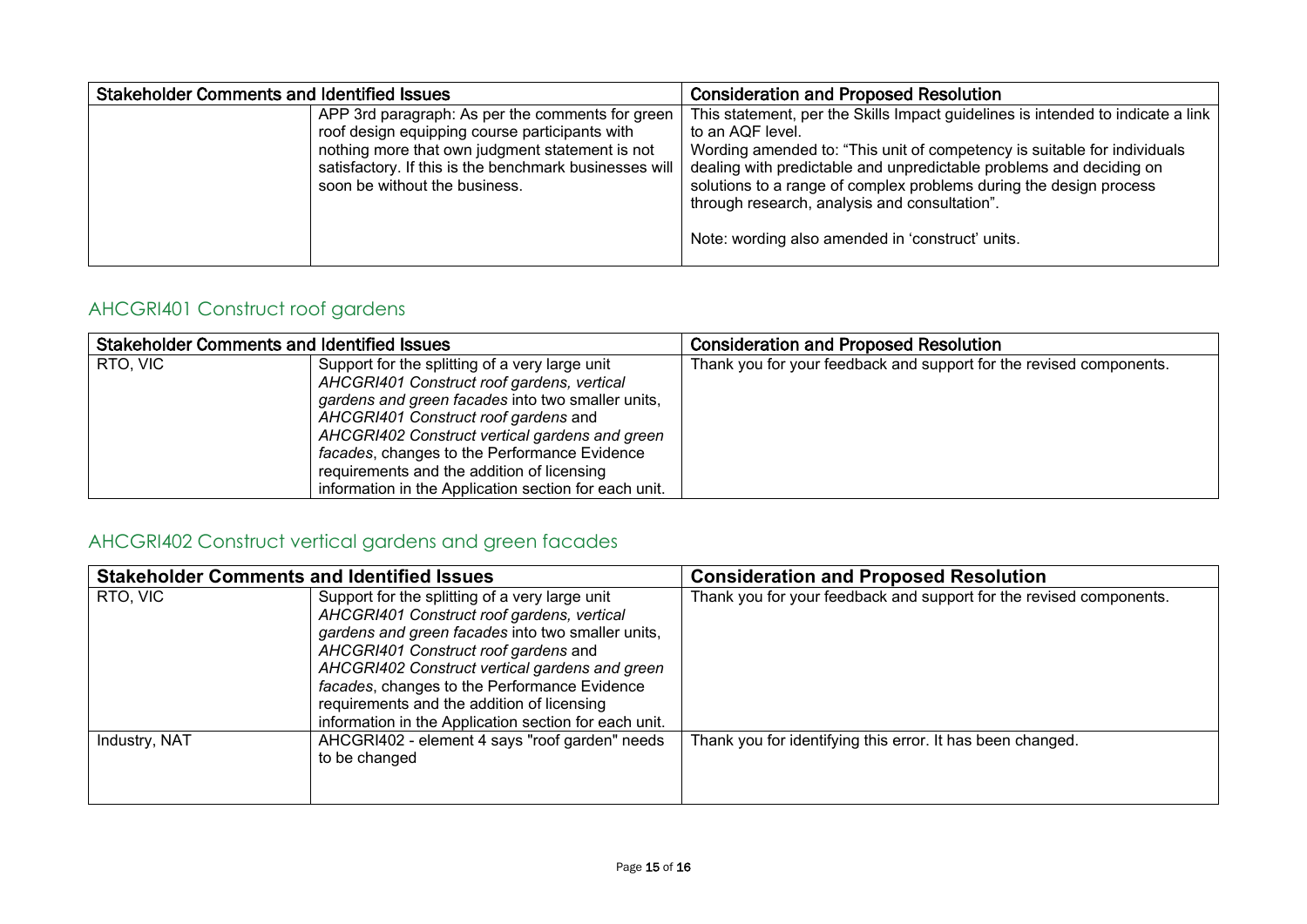| Stakeholder Comments and Identified Issues | | Consideration and Proposed Resolution |
|---|---|---|
| | APP 3rd paragraph: As per the comments for green roof design equipping course participants with nothing more that own judgment statement is not satisfactory. If this is the benchmark businesses will soon be without the business. | This statement, per the Skills Impact guidelines is intended to indicate a link to an AQF level.<br>Wording amended to: "This unit of competency is suitable for individuals dealing with predictable and unpredictable problems and deciding on solutions to a range of complex problems during the design process through research, analysis and consultation".<br><br>Note: wording also amended in 'construct' units. |

## AHCGRI401 Construct roof gardens

| Stakeholder Comments and Identified Issues | | Consideration and Proposed Resolution |
|---|---|---|
| RTO, VIC | Support for the splitting of a very large unit *AHCGRI401 Construct roof gardens, vertical gardens and green facades* into two smaller units, *AHCGRI401 Construct roof gardens* and *AHCGRI402 Construct vertical gardens and green facades*, changes to the Performance Evidence requirements and the addition of licensing information in the Application section for each unit. | Thank you for your feedback and support for the revised components. |

## AHCGRI402 Construct vertical gardens and green facades

| Stakeholder Comments and Identified Issues | | Consideration and Proposed Resolution |
|---|---|---|
| RTO, VIC | Support for the splitting of a very large unit *AHCGRI401 Construct roof gardens, vertical gardens and green facades* into two smaller units, *AHCGRI401 Construct roof gardens* and *AHCGRI402 Construct vertical gardens and green facades*, changes to the Performance Evidence requirements and the addition of licensing information in the Application section for each unit. | Thank you for your feedback and support for the revised components. |
| Industry, NAT | AHCGRI402 - element 4 says "roof garden" needs to be changed | Thank you for identifying this error. It has been changed. |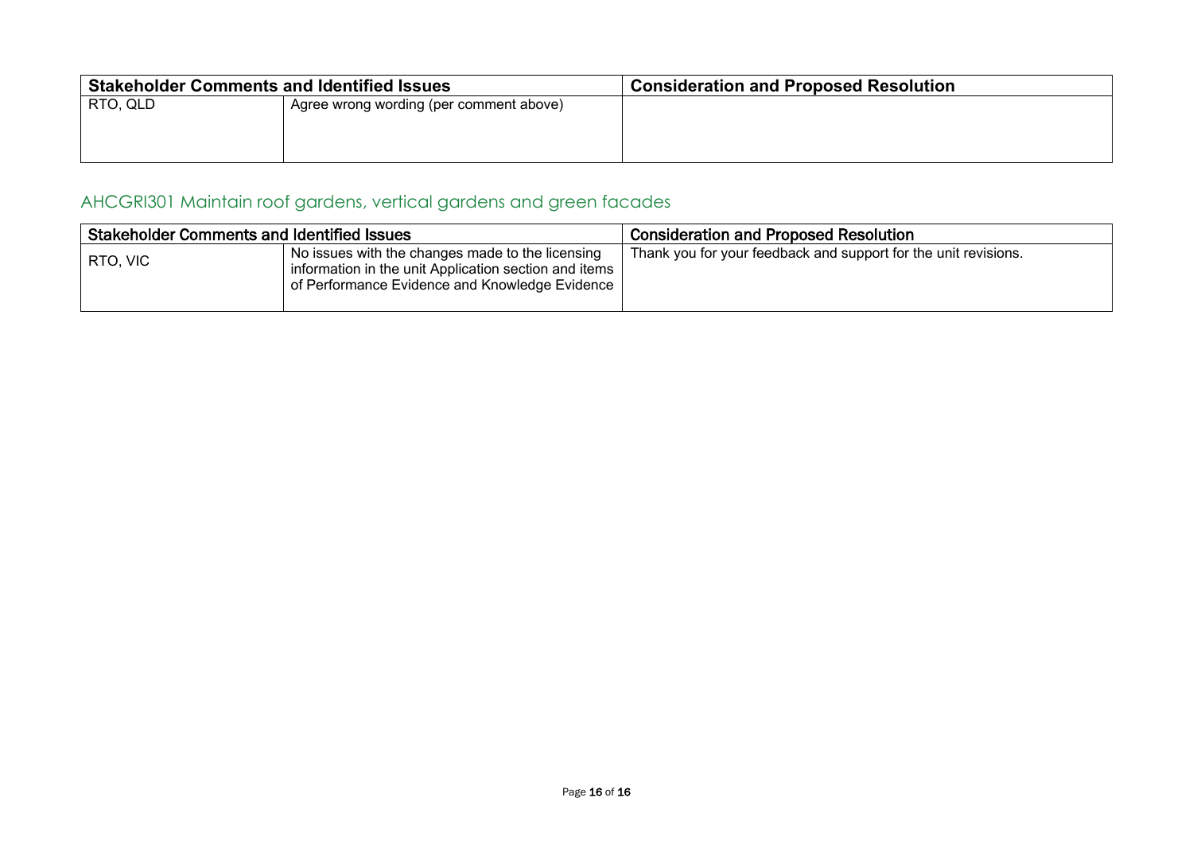| Stakeholder Comments and Identified Issues | | Consideration and Proposed Resolution |
| --- | --- | --- |
| RTO, QLD | Agree wrong wording (per comment above) | |

## AHCGRI301 Maintain roof gardens, vertical gardens and green facades

| Stakeholder Comments and Identified Issues | | Consideration and Proposed Resolution |
| --- | --- | --- |
| RTO, VIC | No issues with the changes made to the licensing information in the unit Application section and items of Performance Evidence and Knowledge Evidence | Thank you for your feedback and support for the unit revisions. |